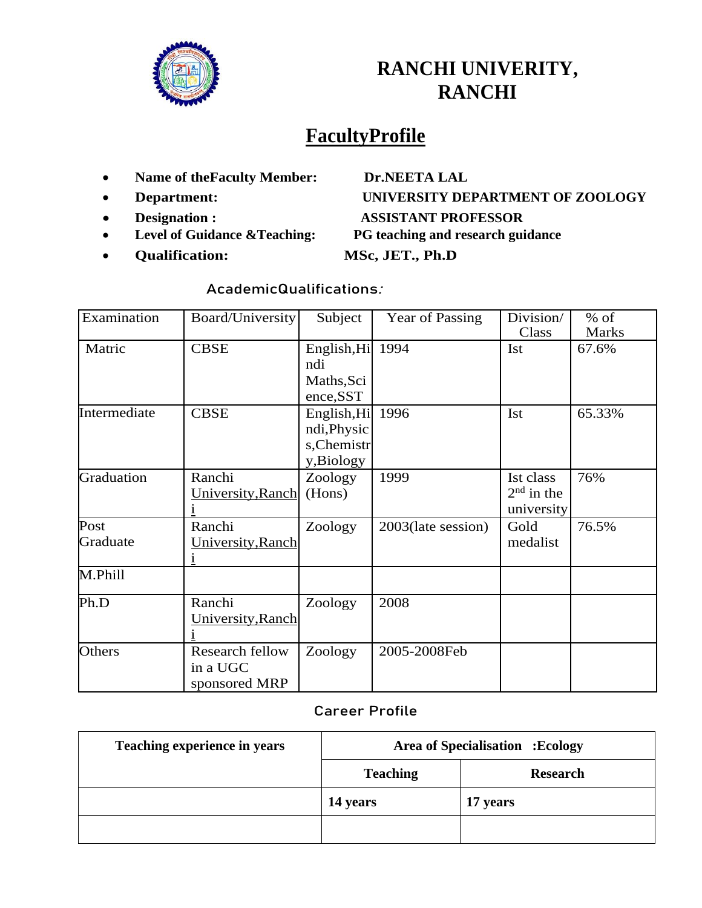# RANCHI UNIVERITY, RANCHI

## FacultyProfile

- **Name of theFaculty Member:** **Dr.NEETA LAL**
- **Department:** **UNIVERSITY DEPARTMENT OF ZOOLOGY**
- **Designation :** **ASSISTANT PROFESSOR**
- **Level of Guidance &Teaching:** **PG teaching and research guidance**
- **Qualification:** **MSc, JET., Ph.D**

### AcademicQualifications:

| Examination | Board/University | Subject | Year of Passing | Division/ Class | % of Marks |
|---|---|---|---|---|---|
| Matric | CBSE | English,Hindi Maths,Science,SST | 1994 | Ist | 67.6% |
| Intermediate | CBSE | English,Hindi,Physics,Chemistry,Biology | 1996 | Ist | 65.33% |
| Graduation | Ranchi University,Ranchi | Zoology (Hons) | 1999 | Ist class 2nd in the university | 76% |
| Post Graduate | Ranchi University,Ranchi | Zoology | 2003(late session) | Gold medalist | 76.5% |
| M.Phill | | | | | |
| Ph.D | Ranchi University,Ranchi | Zoology | 2008 | | |
| Others | Research fellow in a UGC sponsored MRP | Zoology | 2005-2008Feb | | |

### Career Profile

| Teaching experience in years | Area of Specialisation :Ecology | |
|---|---|---|
| | **Teaching** | **Research** |
| | **14 years** | **17 years** |
| | | |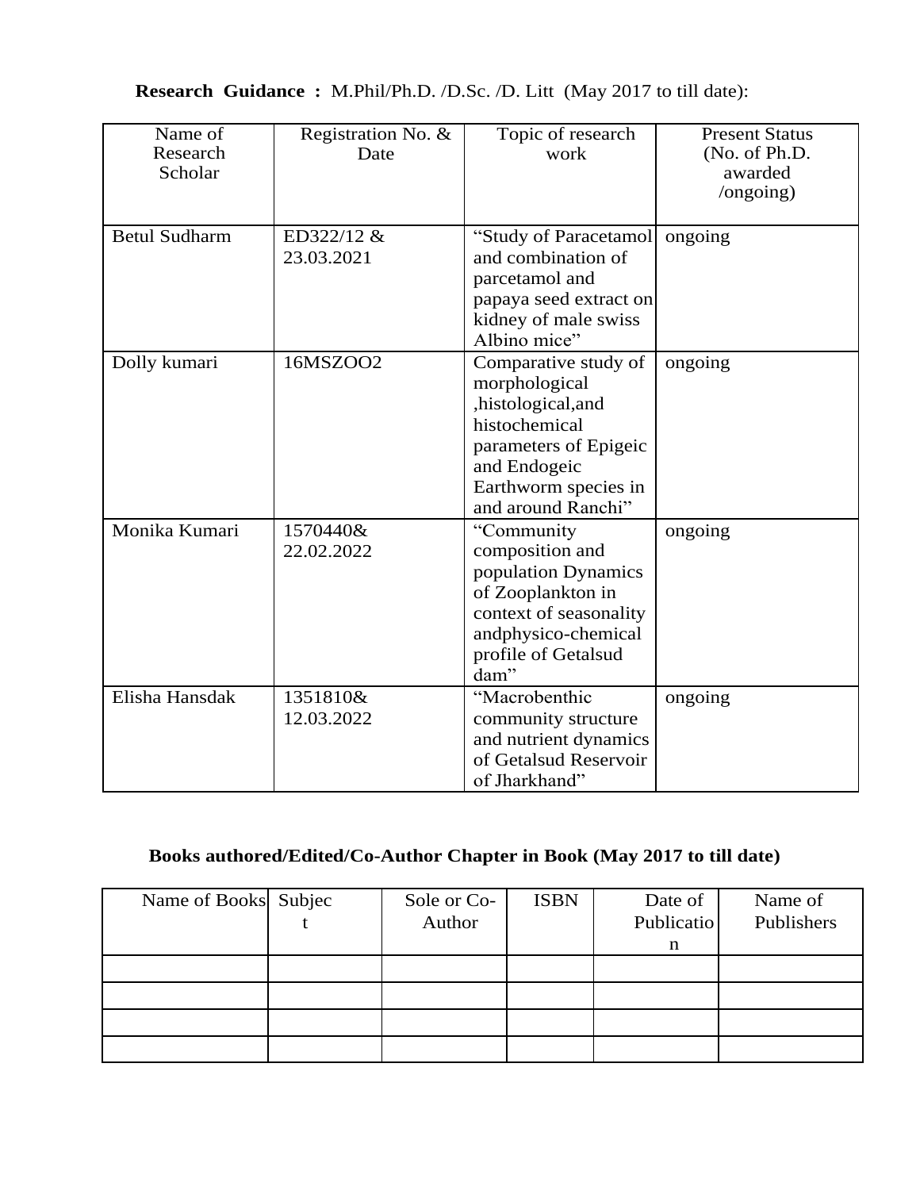**Research Guidance :** M.Phil/Ph.D. /D.Sc. /D. Litt (May 2017 to till date):

| Name of Research Scholar | Registration No. & Date | Topic of research work | Present Status (No. of Ph.D. awarded /ongoing) |
|---|---|---|---|
| Betul Sudharm | ED322/12 & 23.03.2021 | "Study of Paracetamol and combination of parcetamol and papaya seed extract on kidney of male swiss Albino mice" | ongoing |
| Dolly kumari | 16MSZOO2 | Comparative study of morphological ,histological,and histochemical parameters of Epigeic and Endogeic Earthworm species in and around Ranchi" | ongoing |
| Monika Kumari | 1570440& 22.02.2022 | "Community composition and population Dynamics of Zooplankton in context of seasonality andphysico-chemical profile of Getalsud dam" | ongoing |
| Elisha Hansdak | 1351810& 12.03.2022 | "Macrobenthic community structure and nutrient dynamics of Getalsud Reservoir of Jharkhand" | ongoing |

**Books authored/Edited/Co-Author Chapter in Book (May 2017 to till date)**

| Name of Books | Subject | Sole or Co-Author | ISBN | Date of Publication | Name of Publishers |
|---|---|---|---|---|---|
| | | | | | |
| | | | | | |
| | | | | | |
| | | | | | |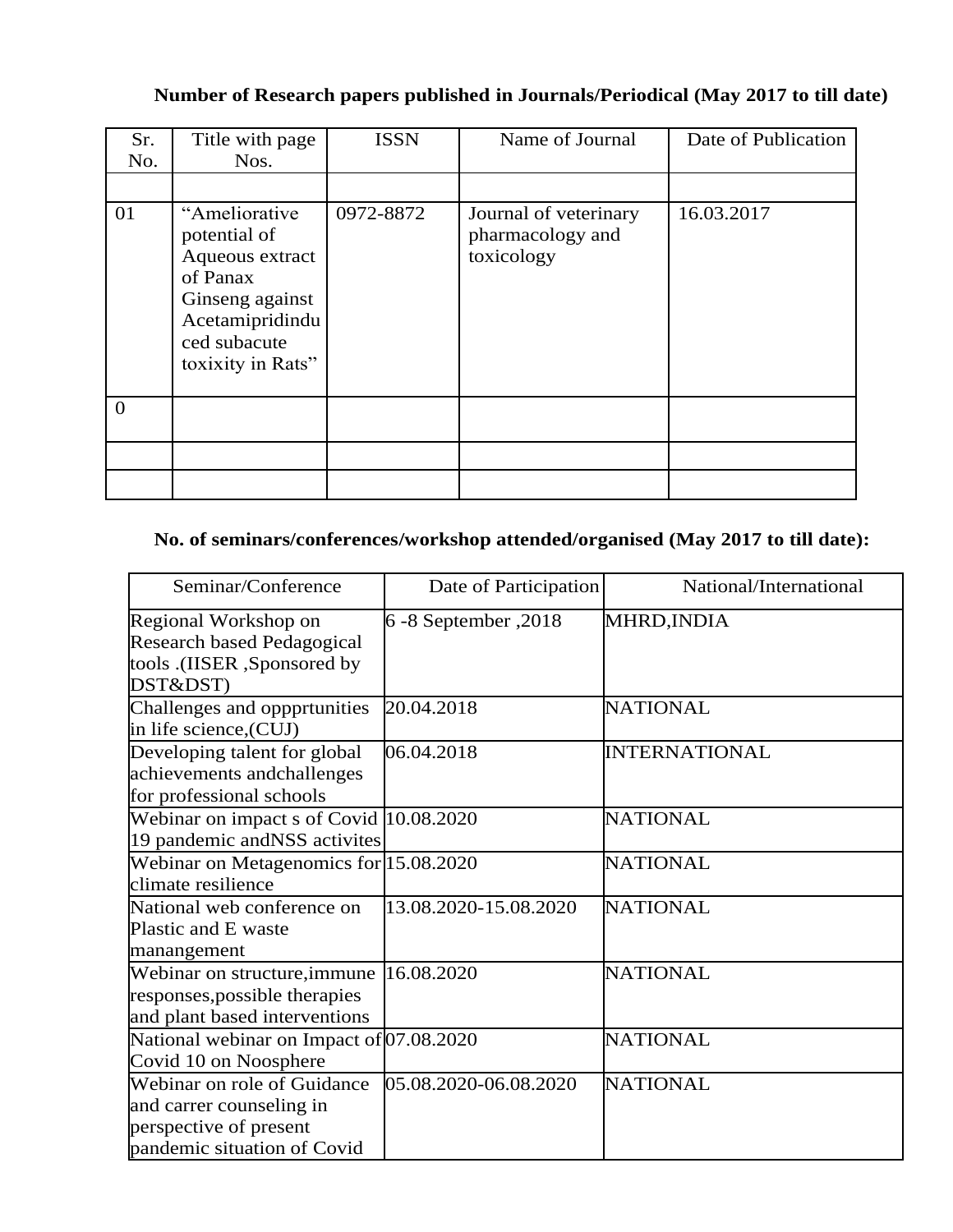**Number of Research papers published in Journals/Periodical (May 2017 to till date)**

| Sr. No. | Title with page Nos. | ISSN | Name of Journal | Date of Publication |
|---|---|---|---|---|
| | | | | |
| 01 | "Ameliorative potential of Aqueous extract of Panax Ginseng against Acetamipridinduced subacute toxixity in Rats" | 0972-8872 | Journal of veterinary pharmacology and toxicology | 16.03.2017 |
| 0 | | | | |
| | | | | |
| | | | | |

**No. of seminars/conferences/workshop attended/organised (May 2017 to till date):**

| Seminar/Conference | Date of Participation | National/International |
|---|---|---|
| Regional Workshop on Research based Pedagogical tools .(IISER ,Sponsored by DST&DST) | 6 -8 September ,2018 | MHRD,INDIA |
| Challenges and oppprtunities in life science,(CUJ) | 20.04.2018 | NATIONAL |
| Developing talent for global achievements andchallenges for professional schools | 06.04.2018 | INTERNATIONAL |
| Webinar on impact s of Covid 19 pandemic andNSS activites | 10.08.2020 | NATIONAL |
| Webinar on Metagenomics for climate resilience | 15.08.2020 | NATIONAL |
| National web conference on Plastic and E waste manangement | 13.08.2020-15.08.2020 | NATIONAL |
| Webinar on structure,immune responses,possible therapies and plant based interventions | 16.08.2020 | NATIONAL |
| National webinar on Impact of Covid 10 on Noosphere | 07.08.2020 | NATIONAL |
| Webinar on role of Guidance and carrer counseling in perspective of present pandemic situation of Covid | 05.08.2020-06.08.2020 | NATIONAL |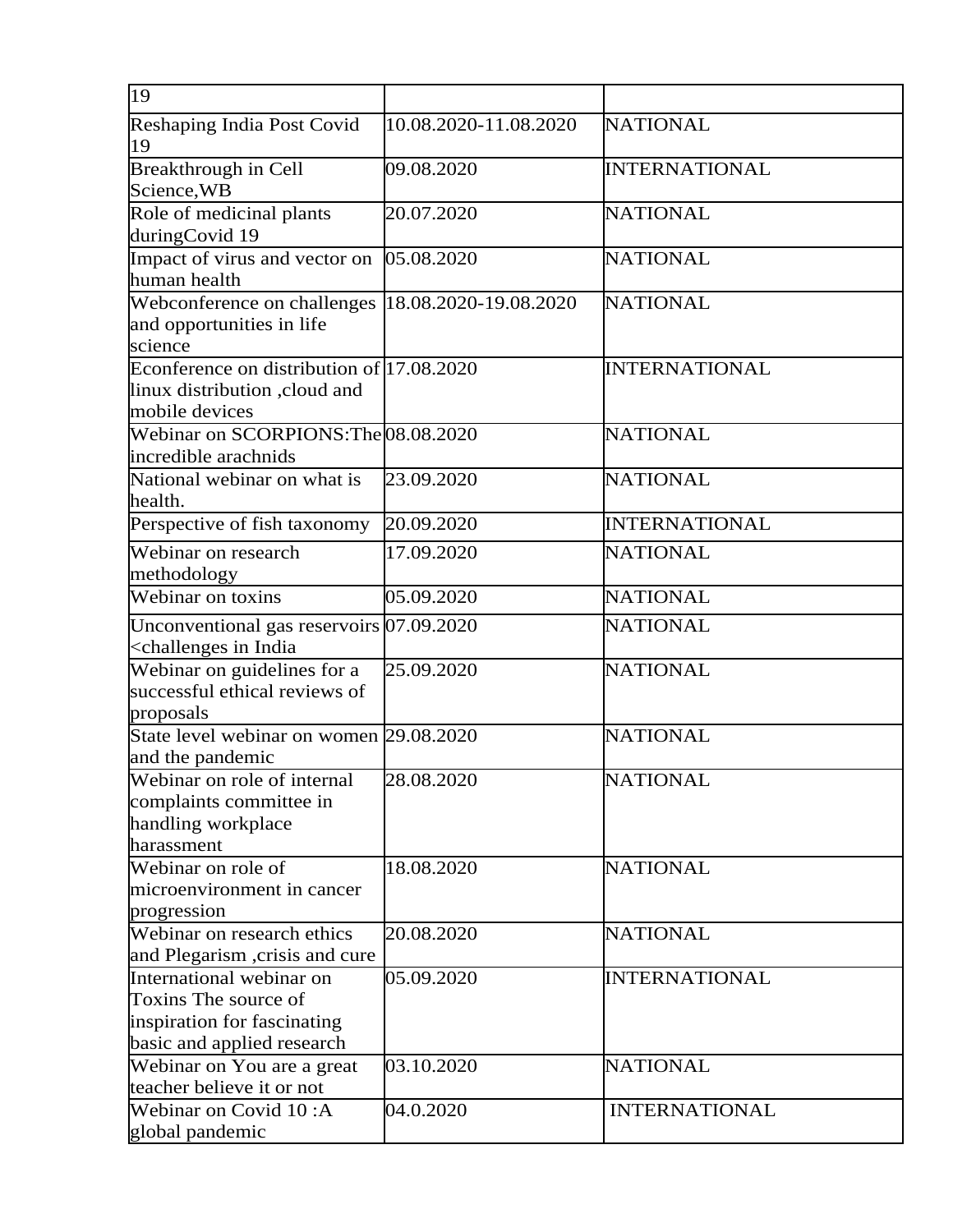| 19 | | |
|---|---|---|
| Reshaping India Post Covid 19 | 10.08.2020-11.08.2020 | NATIONAL |
| Breakthrough in Cell Science,WB | 09.08.2020 | INTERNATIONAL |
| Role of medicinal plants duringCovid 19 | 20.07.2020 | NATIONAL |
| Impact of virus and vector on human health | 05.08.2020 | NATIONAL |
| Webconference on challenges and opportunities in life science | 18.08.2020-19.08.2020 | NATIONAL |
| Econference on distribution of linux distribution ,cloud and mobile devices | 17.08.2020 | INTERNATIONAL |
| Webinar on SCORPIONS:The incredible arachnids | 08.08.2020 | NATIONAL |
| National webinar on what is health. | 23.09.2020 | NATIONAL |
| Perspective of fish taxonomy | 20.09.2020 | INTERNATIONAL |
| Webinar on research methodology | 17.09.2020 | NATIONAL |
| Webinar on toxins | 05.09.2020 | NATIONAL |
| Unconventional gas reservoirs <challenges in India | 07.09.2020 | NATIONAL |
| Webinar on guidelines for a successful ethical reviews of proposals | 25.09.2020 | NATIONAL |
| State level webinar on women and the pandemic | 29.08.2020 | NATIONAL |
| Webinar on role of internal complaints committee in handling workplace harassment | 28.08.2020 | NATIONAL |
| Webinar on role of microenvironment in cancer progression | 18.08.2020 | NATIONAL |
| Webinar on research ethics and Plegarism ,crisis and cure | 20.08.2020 | NATIONAL |
| International webinar on Toxins The source of inspiration for fascinating basic and applied research | 05.09.2020 | INTERNATIONAL |
| Webinar on You are a great teacher believe it or not | 03.10.2020 | NATIONAL |
| Webinar on Covid 10 :A global pandemic | 04.0.2020 | INTERNATIONAL |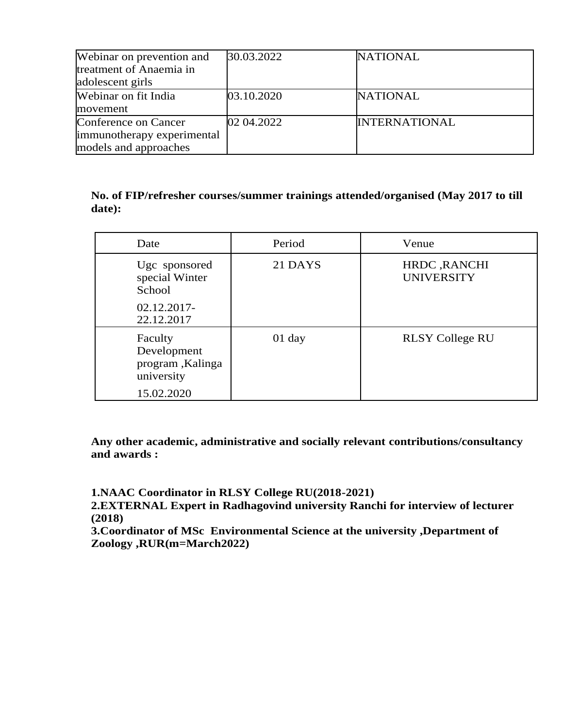| | | |
|---|---|---|
| Webinar on prevention and treatment of Anaemia in adolescent girls | 30.03.2022 | NATIONAL |
| Webinar on fit India movement | 03.10.2020 | NATIONAL |
| Conference on Cancer immunotherapy experimental models and approaches | 02 04.2022 | INTERNATIONAL |

**No. of FIP/refresher courses/summer trainings attended/organised (May 2017 to till date):**

| Date | Period | Venue |
|---|---|---|
| Ugc sponsored special Winter School<br>02.12.2017-22.12.2017 | 21 DAYS | HRDC ,RANCHI UNIVERSITY |
| Faculty Development program ,Kalinga university<br>15.02.2020 | 01 day | RLSY College RU |

**Any other academic, administrative and socially relevant contributions/consultancy and awards :**

**1.NAAC Coordinator in RLSY College RU(2018-2021)**
**2.EXTERNAL Expert in Radhagovind university Ranchi for interview of lecturer (2018)**
**3.Coordinator of MSc Environmental Science at the university ,Department of Zoology ,RUR(m=March2022)**